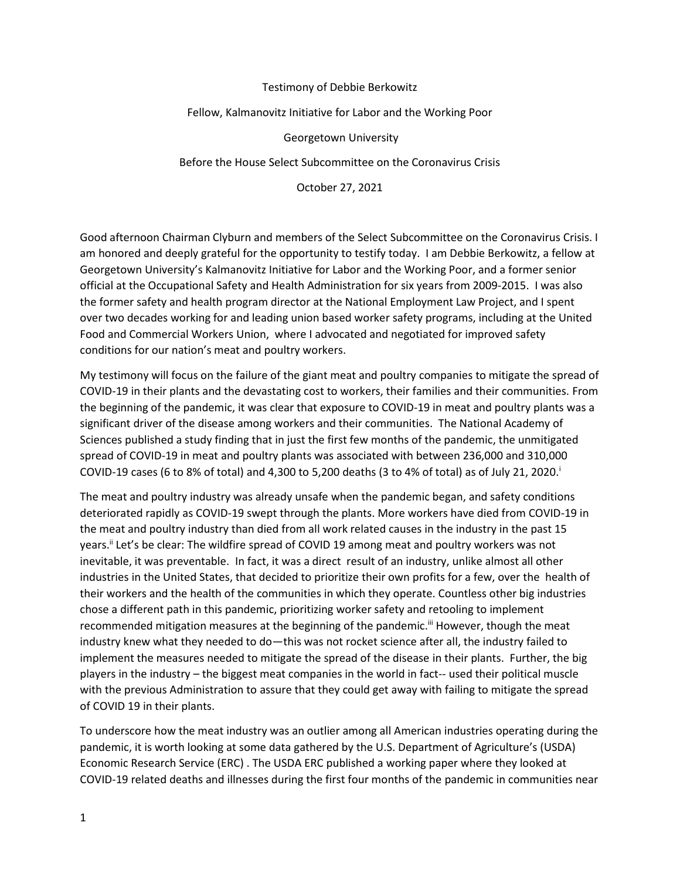Testimony of Debbie Berkowitz

Fellow, Kalmanovitz Initiative for Labor and the Working Poor

Georgetown University

Before the House Select Subcommittee on the Coronavirus Crisis

October 27, 2021

Good afternoon Chairman Clyburn and members of the Select Subcommittee on the Coronavirus Crisis. I am honored and deeply grateful for the opportunity to testify today. I am Debbie Berkowitz, a fellow at Georgetown University's Kalmanovitz Initiative for Labor and the Working Poor, and a former senior official at the Occupational Safety and Health Administration for six years from 2009-2015. I was also the former safety and health program director at the National Employment Law Project, and I spent over two decades working for and leading union based worker safety programs, including at the United Food and Commercial Workers Union, where I advocated and negotiated for improved safety conditions for our nation's meat and poultry workers.

My testimony will focus on the failure of the giant meat and poultry companies to mitigate the spread of COVID-19 in their plants and the devastating cost to workers, their families and their communities. From the beginning of the pandemic, it was clear that exposure to COVID-19 in meat and poultry plants was a significant driver of the disease among workers and their communities. The National Academy of Sciences published a study finding that in just the first few months of the pandemic, the unmitigated spread of COVID-19 in meat and poultry plants was associated with between 236,000 and 310,000 COVID-19 cases (6 to 8% of total) and 4,300 to 5,200 deaths (3 to 4% of total) as of July 21, 2020.[i]

The meat and poultry industry was already unsafe when the pandemic began, and safety conditions deteriorated rapidly as COVID-19 swept through the plants. More workers have died from COVID-19 in the meat and poultry industry than died from all work related causes in the industry in the past 15 years.[ii] Let's be clear: The wildfire spread of COVID 19 among meat and poultry workers was not inevitable, it was preventable. In fact, it was a direct result of an industry, unlike almost all other industries in the United States, that decided to prioritize their own profits for a few, over the health of their workers and the health of the communities in which they operate. Countless other big industries chose a different path in this pandemic, prioritizing worker safety and retooling to implement recommended mitigation measures at the beginning of the pandemic.[iii] However, though the meat industry knew what they needed to do—this was not rocket science after all, the industry failed to implement the measures needed to mitigate the spread of the disease in their plants. Further, the big players in the industry – the biggest meat companies in the world in fact-- used their political muscle with the previous Administration to assure that they could get away with failing to mitigate the spread of COVID 19 in their plants.

To underscore how the meat industry was an outlier among all American industries operating during the pandemic, it is worth looking at some data gathered by the U.S. Department of Agriculture's (USDA) Economic Research Service (ERC) . The USDA ERC published a working paper where they looked at COVID-19 related deaths and illnesses during the first four months of the pandemic in communities near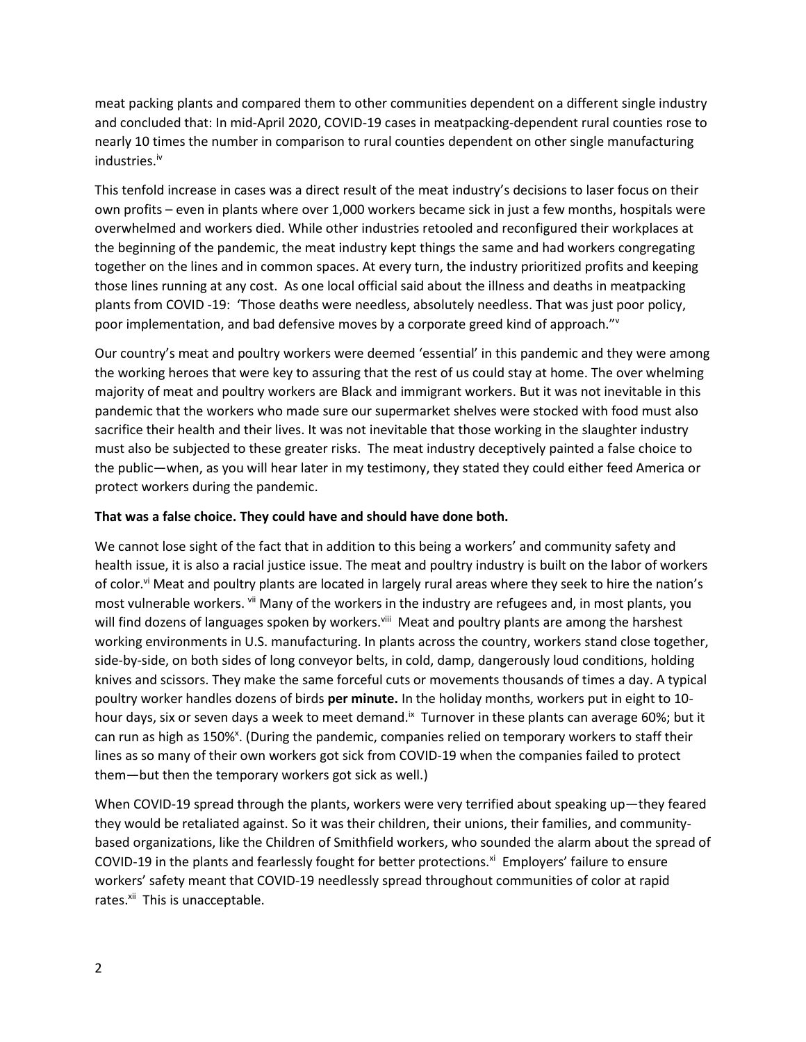meat packing plants and compared them to other communities dependent on a different single industry and concluded that: In mid-April 2020, COVID-19 cases in meatpacking-dependent rural counties rose to nearly 10 times the number in comparison to rural counties dependent on other single manufacturing industries.[iv]

This tenfold increase in cases was a direct result of the meat industry's decisions to laser focus on their own profits – even in plants where over 1,000 workers became sick in just a few months, hospitals were overwhelmed and workers died. While other industries retooled and reconfigured their workplaces at the beginning of the pandemic, the meat industry kept things the same and had workers congregating together on the lines and in common spaces. At every turn, the industry prioritized profits and keeping those lines running at any cost. As one local official said about the illness and deaths in meatpacking plants from COVID -19: 'Those deaths were needless, absolutely needless. That was just poor policy, poor implementation, and bad defensive moves by a corporate greed kind of approach."[v]

Our country's meat and poultry workers were deemed 'essential' in this pandemic and they were among the working heroes that were key to assuring that the rest of us could stay at home. The over whelming majority of meat and poultry workers are Black and immigrant workers. But it was not inevitable in this pandemic that the workers who made sure our supermarket shelves were stocked with food must also sacrifice their health and their lives. It was not inevitable that those working in the slaughter industry must also be subjected to these greater risks. The meat industry deceptively painted a false choice to the public—when, as you will hear later in my testimony, they stated they could either feed America or protect workers during the pandemic.

**That was a false choice. They could have and should have done both.**

We cannot lose sight of the fact that in addition to this being a workers' and community safety and health issue, it is also a racial justice issue. The meat and poultry industry is built on the labor of workers of color.[vi] Meat and poultry plants are located in largely rural areas where they seek to hire the nation's most vulnerable workers. [vii] Many of the workers in the industry are refugees and, in most plants, you will find dozens of languages spoken by workers.[viii] Meat and poultry plants are among the harshest working environments in U.S. manufacturing. In plants across the country, workers stand close together, side-by-side, on both sides of long conveyor belts, in cold, damp, dangerously loud conditions, holding knives and scissors. They make the same forceful cuts or movements thousands of times a day. A typical poultry worker handles dozens of birds **per minute.** In the holiday months, workers put in eight to 10-hour days, six or seven days a week to meet demand.[ix] Turnover in these plants can average 60%; but it can run as high as 150%[x]. (During the pandemic, companies relied on temporary workers to staff their lines as so many of their own workers got sick from COVID-19 when the companies failed to protect them—but then the temporary workers got sick as well.)

When COVID-19 spread through the plants, workers were very terrified about speaking up—they feared they would be retaliated against. So it was their children, their unions, their families, and community-based organizations, like the Children of Smithfield workers, who sounded the alarm about the spread of COVID-19 in the plants and fearlessly fought for better protections.[xi] Employers' failure to ensure workers' safety meant that COVID-19 needlessly spread throughout communities of color at rapid rates.[xii] This is unacceptable.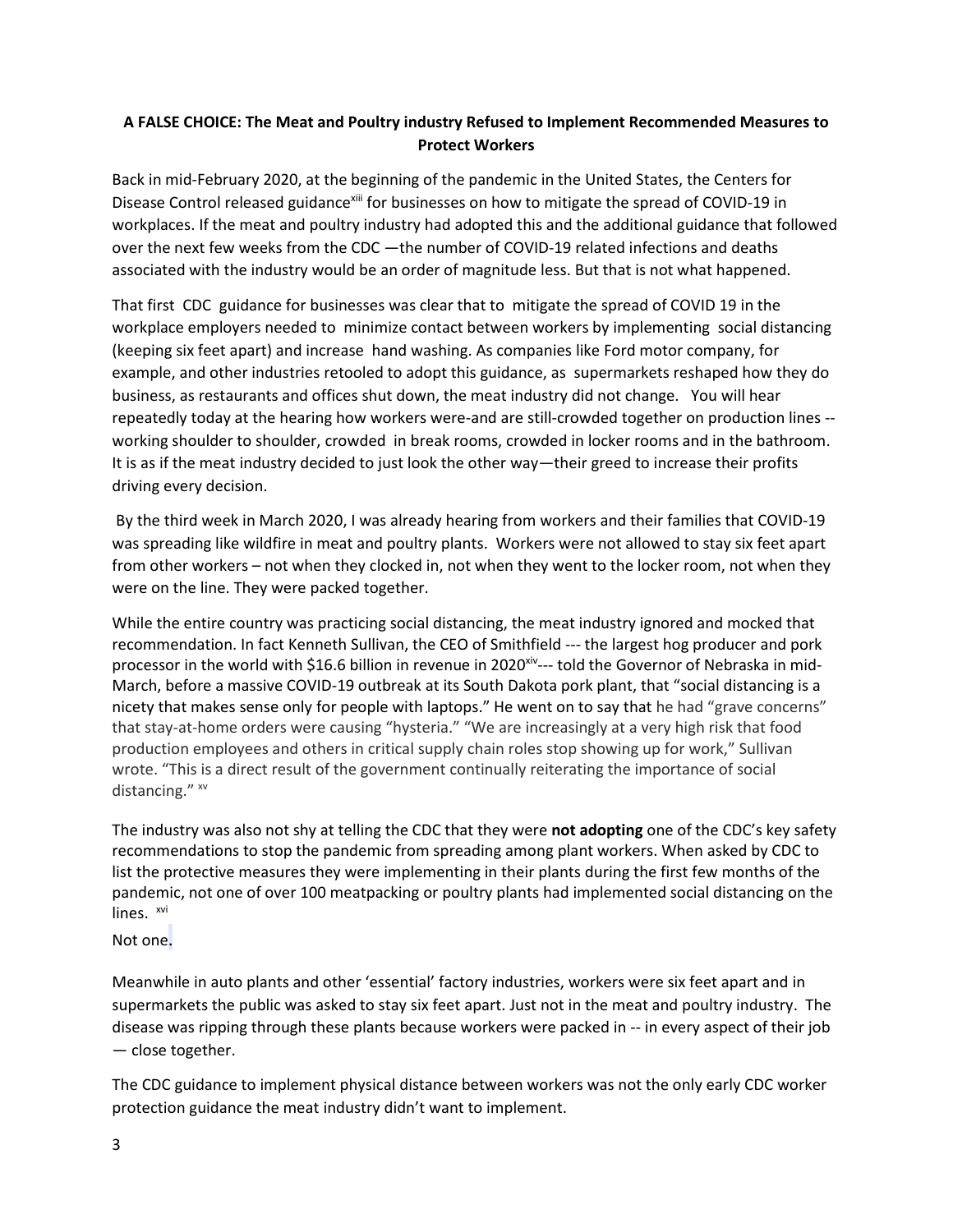**A FALSE CHOICE: The Meat and Poultry industry Refused to Implement Recommended Measures to Protect Workers**

Back in mid-February 2020, at the beginning of the pandemic in the United States, the Centers for Disease Control released guidance[xiii] for businesses on how to mitigate the spread of COVID-19 in workplaces. If the meat and poultry industry had adopted this and the additional guidance that followed over the next few weeks from the CDC —the number of COVID-19 related infections and deaths associated with the industry would be an order of magnitude less. But that is not what happened.

That first CDC guidance for businesses was clear that to mitigate the spread of COVID 19 in the workplace employers needed to minimize contact between workers by implementing social distancing (keeping six feet apart) and increase hand washing. As companies like Ford motor company, for example, and other industries retooled to adopt this guidance, as supermarkets reshaped how they do business, as restaurants and offices shut down, the meat industry did not change. You will hear repeatedly today at the hearing how workers were-and are still-crowded together on production lines -- working shoulder to shoulder, crowded in break rooms, crowded in locker rooms and in the bathroom. It is as if the meat industry decided to just look the other way—their greed to increase their profits driving every decision.

By the third week in March 2020, I was already hearing from workers and their families that COVID-19 was spreading like wildfire in meat and poultry plants. Workers were not allowed to stay six feet apart from other workers – not when they clocked in, not when they went to the locker room, not when they were on the line. They were packed together.

While the entire country was practicing social distancing, the meat industry ignored and mocked that recommendation. In fact Kenneth Sullivan, the CEO of Smithfield --- the largest hog producer and pork processor in the world with $16.6 billion in revenue in 2020[xiv]--- told the Governor of Nebraska in mid-March, before a massive COVID-19 outbreak at its South Dakota pork plant, that "social distancing is a nicety that makes sense only for people with laptops." He went on to say that he had "grave concerns" that stay-at-home orders were causing "hysteria." "We are increasingly at a very high risk that food production employees and others in critical supply chain roles stop showing up for work," Sullivan wrote. "This is a direct result of the government continually reiterating the importance of social distancing." [xv]

The industry was also not shy at telling the CDC that they were **not adopting** one of the CDC's key safety recommendations to stop the pandemic from spreading among plant workers. When asked by CDC to list the protective measures they were implementing in their plants during the first few months of the pandemic, not one of over 100 meatpacking or poultry plants had implemented social distancing on the lines. [xvi]

Not one.

Meanwhile in auto plants and other 'essential' factory industries, workers were six feet apart and in supermarkets the public was asked to stay six feet apart. Just not in the meat and poultry industry. The disease was ripping through these plants because workers were packed in -- in every aspect of their job — close together.

The CDC guidance to implement physical distance between workers was not the only early CDC worker protection guidance the meat industry didn't want to implement.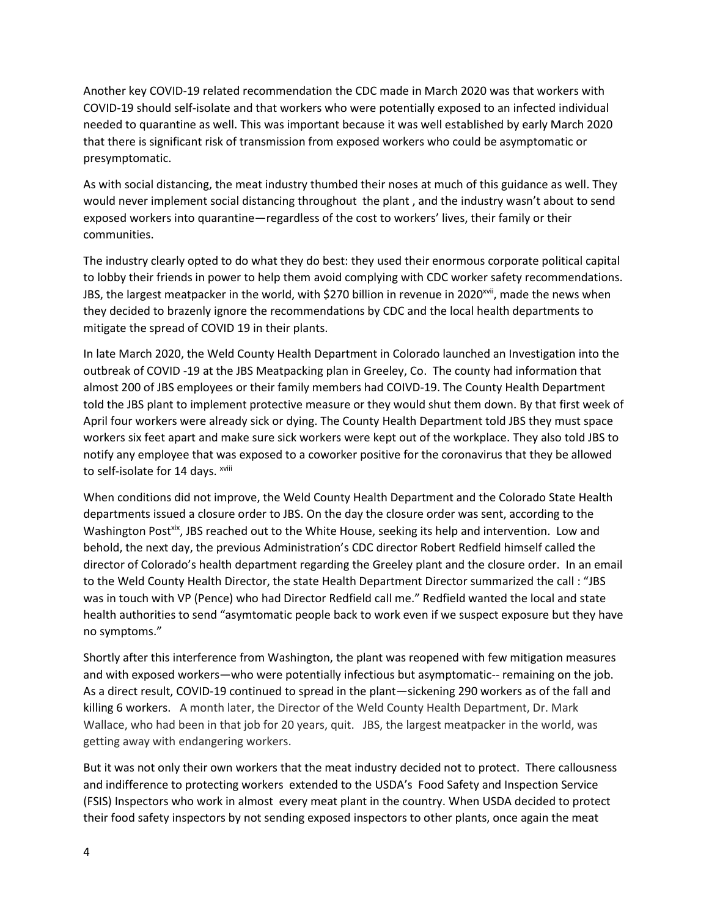Another key COVID-19 related recommendation the CDC made in March 2020 was that workers with COVID-19 should self-isolate and that workers who were potentially exposed to an infected individual needed to quarantine as well. This was important because it was well established by early March 2020 that there is significant risk of transmission from exposed workers who could be asymptomatic or presymptomatic.

As with social distancing, the meat industry thumbed their noses at much of this guidance as well. They would never implement social distancing throughout the plant , and the industry wasn't about to send exposed workers into quarantine—regardless of the cost to workers' lives, their family or their communities.

The industry clearly opted to do what they do best: they used their enormous corporate political capital to lobby their friends in power to help them avoid complying with CDC worker safety recommendations. JBS, the largest meatpacker in the world, with $270 billion in revenue in 2020[xvii], made the news when they decided to brazenly ignore the recommendations by CDC and the local health departments to mitigate the spread of COVID 19 in their plants.

In late March 2020, the Weld County Health Department in Colorado launched an Investigation into the outbreak of COVID -19 at the JBS Meatpacking plan in Greeley, Co. The county had information that almost 200 of JBS employees or their family members had COIVD-19. The County Health Department told the JBS plant to implement protective measure or they would shut them down. By that first week of April four workers were already sick or dying. The County Health Department told JBS they must space workers six feet apart and make sure sick workers were kept out of the workplace. They also told JBS to notify any employee that was exposed to a coworker positive for the coronavirus that they be allowed to self-isolate for 14 days. [xviii]

When conditions did not improve, the Weld County Health Department and the Colorado State Health departments issued a closure order to JBS. On the day the closure order was sent, according to the Washington Post[xix], JBS reached out to the White House, seeking its help and intervention. Low and behold, the next day, the previous Administration's CDC director Robert Redfield himself called the director of Colorado's health department regarding the Greeley plant and the closure order. In an email to the Weld County Health Director, the state Health Department Director summarized the call : "JBS was in touch with VP (Pence) who had Director Redfield call me." Redfield wanted the local and state health authorities to send "asymtomatic people back to work even if we suspect exposure but they have no symptoms."

Shortly after this interference from Washington, the plant was reopened with few mitigation measures and with exposed workers—who were potentially infectious but asymptomatic-- remaining on the job. As a direct result, COVID-19 continued to spread in the plant—sickening 290 workers as of the fall and killing 6 workers. A month later, the Director of the Weld County Health Department, Dr. Mark Wallace, who had been in that job for 20 years, quit. JBS, the largest meatpacker in the world, was getting away with endangering workers.

But it was not only their own workers that the meat industry decided not to protect. There callousness and indifference to protecting workers extended to the USDA's Food Safety and Inspection Service (FSIS) Inspectors who work in almost every meat plant in the country. When USDA decided to protect their food safety inspectors by not sending exposed inspectors to other plants, once again the meat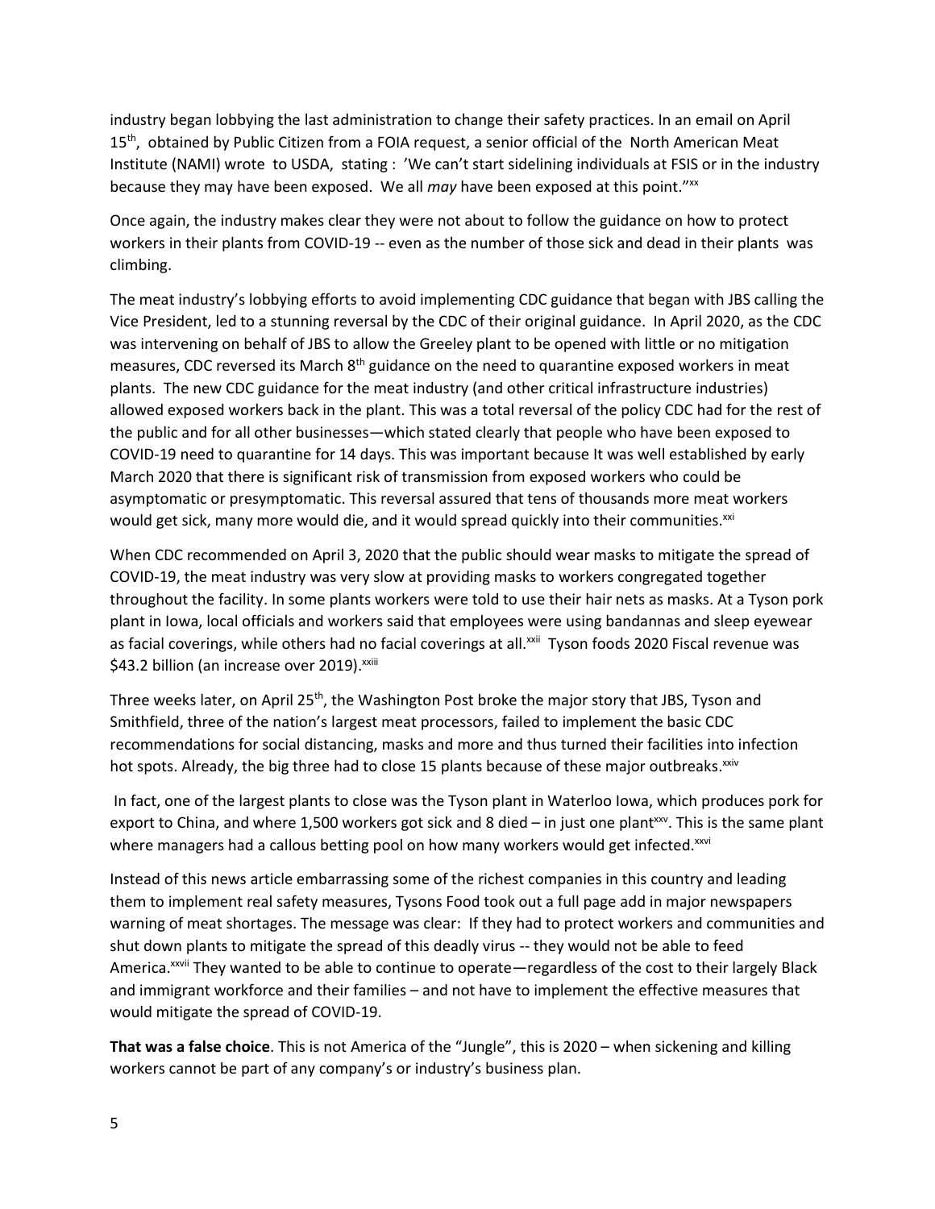industry began lobbying the last administration to change their safety practices. In an email on April 15th, obtained by Public Citizen from a FOIA request, a senior official of the North American Meat Institute (NAMI) wrote to USDA, stating : 'We can't start sidelining individuals at FSIS or in the industry because they may have been exposed. We all *may* have been exposed at this point."[xx]

Once again, the industry makes clear they were not about to follow the guidance on how to protect workers in their plants from COVID-19 -- even as the number of those sick and dead in their plants was climbing.

The meat industry's lobbying efforts to avoid implementing CDC guidance that began with JBS calling the Vice President, led to a stunning reversal by the CDC of their original guidance. In April 2020, as the CDC was intervening on behalf of JBS to allow the Greeley plant to be opened with little or no mitigation measures, CDC reversed its March 8th guidance on the need to quarantine exposed workers in meat plants. The new CDC guidance for the meat industry (and other critical infrastructure industries) allowed exposed workers back in the plant. This was a total reversal of the policy CDC had for the rest of the public and for all other businesses—which stated clearly that people who have been exposed to COVID-19 need to quarantine for 14 days. This was important because It was well established by early March 2020 that there is significant risk of transmission from exposed workers who could be asymptomatic or presymptomatic. This reversal assured that tens of thousands more meat workers would get sick, many more would die, and it would spread quickly into their communities.[xxi]

When CDC recommended on April 3, 2020 that the public should wear masks to mitigate the spread of COVID-19, the meat industry was very slow at providing masks to workers congregated together throughout the facility. In some plants workers were told to use their hair nets as masks. At a Tyson pork plant in Iowa, local officials and workers said that employees were using bandannas and sleep eyewear as facial coverings, while others had no facial coverings at all.[xxii] Tyson foods 2020 Fiscal revenue was \$43.2 billion (an increase over 2019).[xxiii]

Three weeks later, on April 25th, the Washington Post broke the major story that JBS, Tyson and Smithfield, three of the nation's largest meat processors, failed to implement the basic CDC recommendations for social distancing, masks and more and thus turned their facilities into infection hot spots. Already, the big three had to close 15 plants because of these major outbreaks.[xxiv]

In fact, one of the largest plants to close was the Tyson plant in Waterloo Iowa, which produces pork for export to China, and where 1,500 workers got sick and 8 died – in just one plant[xxv]. This is the same plant where managers had a callous betting pool on how many workers would get infected.[xxvi]

Instead of this news article embarrassing some of the richest companies in this country and leading them to implement real safety measures, Tysons Food took out a full page add in major newspapers warning of meat shortages. The message was clear: If they had to protect workers and communities and shut down plants to mitigate the spread of this deadly virus -- they would not be able to feed America.[xxvii] They wanted to be able to continue to operate—regardless of the cost to their largely Black and immigrant workforce and their families – and not have to implement the effective measures that would mitigate the spread of COVID-19.

**That was a false choice**. This is not America of the "Jungle", this is 2020 – when sickening and killing workers cannot be part of any company's or industry's business plan.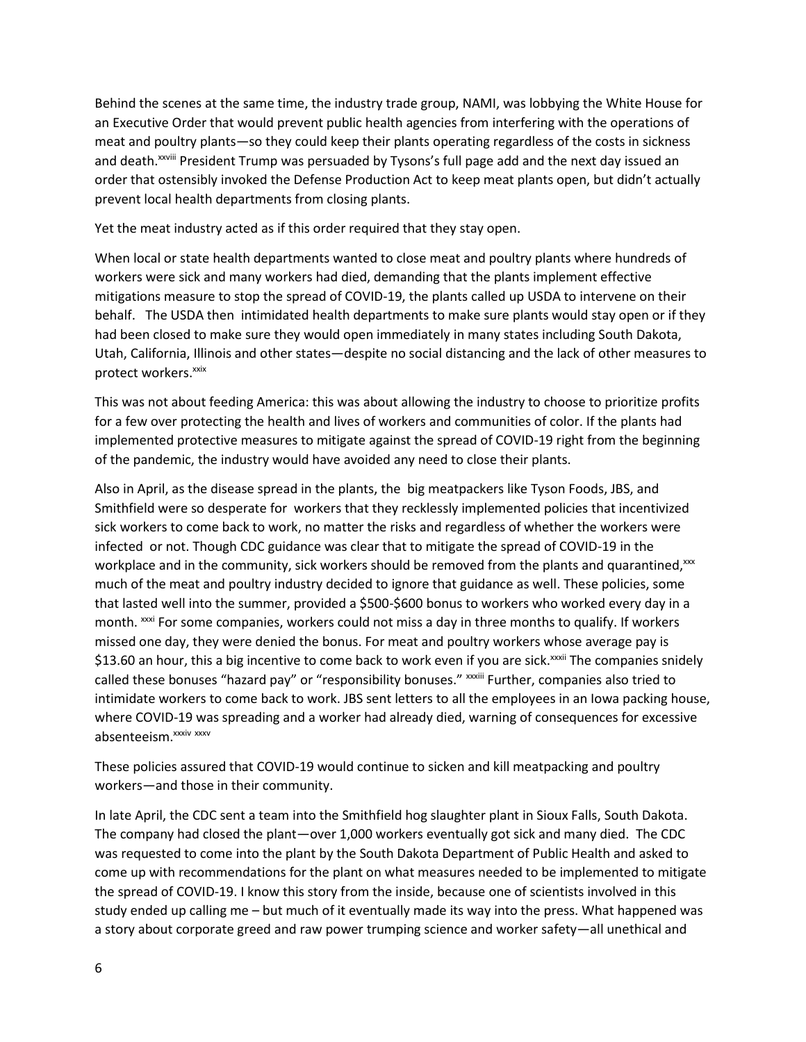Behind the scenes at the same time, the industry trade group, NAMI, was lobbying the White House for an Executive Order that would prevent public health agencies from interfering with the operations of meat and poultry plants—so they could keep their plants operating regardless of the costs in sickness and death.[xxviii] President Trump was persuaded by Tysons's full page add and the next day issued an order that ostensibly invoked the Defense Production Act to keep meat plants open, but didn't actually prevent local health departments from closing plants.

Yet the meat industry acted as if this order required that they stay open.

When local or state health departments wanted to close meat and poultry plants where hundreds of workers were sick and many workers had died, demanding that the plants implement effective mitigations measure to stop the spread of COVID-19, the plants called up USDA to intervene on their behalf. The USDA then intimidated health departments to make sure plants would stay open or if they had been closed to make sure they would open immediately in many states including South Dakota, Utah, California, Illinois and other states—despite no social distancing and the lack of other measures to protect workers.[xxix]

This was not about feeding America: this was about allowing the industry to choose to prioritize profits for a few over protecting the health and lives of workers and communities of color. If the plants had implemented protective measures to mitigate against the spread of COVID-19 right from the beginning of the pandemic, the industry would have avoided any need to close their plants.

Also in April, as the disease spread in the plants, the big meatpackers like Tyson Foods, JBS, and Smithfield were so desperate for workers that they recklessly implemented policies that incentivized sick workers to come back to work, no matter the risks and regardless of whether the workers were infected or not. Though CDC guidance was clear that to mitigate the spread of COVID-19 in the workplace and in the community, sick workers should be removed from the plants and quarantined,[xxx] much of the meat and poultry industry decided to ignore that guidance as well. These policies, some that lasted well into the summer, provided a $500-$600 bonus to workers who worked every day in a month.[xxxi] For some companies, workers could not miss a day in three months to qualify. If workers missed one day, they were denied the bonus. For meat and poultry workers whose average pay is $13.60 an hour, this a big incentive to come back to work even if you are sick.[xxxii] The companies snidely called these bonuses "hazard pay" or "responsibility bonuses."[xxxiii] Further, companies also tried to intimidate workers to come back to work. JBS sent letters to all the employees in an Iowa packing house, where COVID-19 was spreading and a worker had already died, warning of consequences for excessive absenteeism.[xxxiv] [xxxv]

These policies assured that COVID-19 would continue to sicken and kill meatpacking and poultry workers—and those in their community.

In late April, the CDC sent a team into the Smithfield hog slaughter plant in Sioux Falls, South Dakota. The company had closed the plant—over 1,000 workers eventually got sick and many died. The CDC was requested to come into the plant by the South Dakota Department of Public Health and asked to come up with recommendations for the plant on what measures needed to be implemented to mitigate the spread of COVID-19. I know this story from the inside, because one of scientists involved in this study ended up calling me – but much of it eventually made its way into the press. What happened was a story about corporate greed and raw power trumping science and worker safety—all unethical and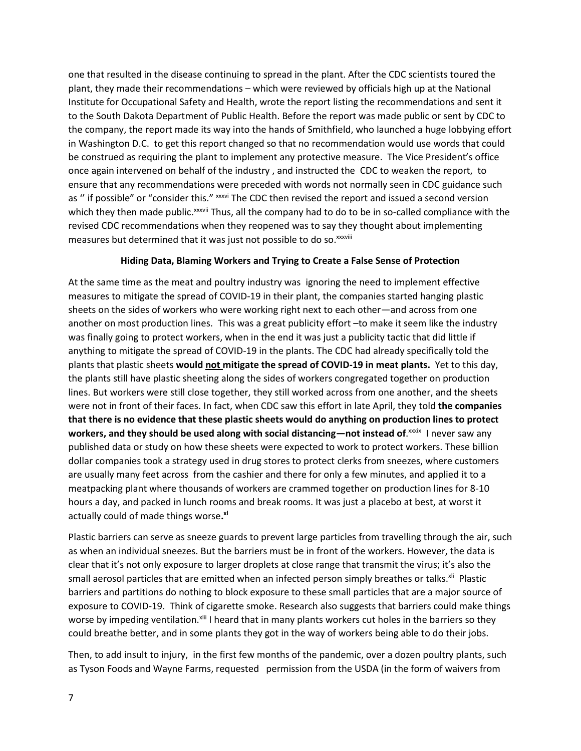one that resulted in the disease continuing to spread in the plant. After the CDC scientists toured the plant, they made their recommendations – which were reviewed by officials high up at the National Institute for Occupational Safety and Health, wrote the report listing the recommendations and sent it to the South Dakota Department of Public Health. Before the report was made public or sent by CDC to the company, the report made its way into the hands of Smithfield, who launched a huge lobbying effort in Washington D.C. to get this report changed so that no recommendation would use words that could be construed as requiring the plant to implement any protective measure. The Vice President's office once again intervened on behalf of the industry , and instructed the CDC to weaken the report, to ensure that any recommendations were preceded with words not normally seen in CDC guidance such as '' if possible" or "consider this." [xxxvi] The CDC then revised the report and issued a second version which they then made public.[xxxvii] Thus, all the company had to do to be in so-called compliance with the revised CDC recommendations when they reopened was to say they thought about implementing measures but determined that it was just not possible to do so.[xxxviii]

**Hiding Data, Blaming Workers and Trying to Create a False Sense of Protection**

At the same time as the meat and poultry industry was ignoring the need to implement effective measures to mitigate the spread of COVID-19 in their plant, the companies started hanging plastic sheets on the sides of workers who were working right next to each other—and across from one another on most production lines. This was a great publicity effort –to make it seem like the industry was finally going to protect workers, when in the end it was just a publicity tactic that did little if anything to mitigate the spread of COVID-19 in the plants. The CDC had already specifically told the plants that plastic sheets **would <u>not</u> mitigate the spread of COVID-19 in meat plants.** Yet to this day, the plants still have plastic sheeting along the sides of workers congregated together on production lines. But workers were still close together, they still worked across from one another, and the sheets were not in front of their faces. In fact, when CDC saw this effort in late April, they told **the companies that there is no evidence that these plastic sheets would do anything on production lines to protect workers, and they should be used along with social distancing—not instead of**.[xxxix] I never saw any published data or study on how these sheets were expected to work to protect workers. These billion dollar companies took a strategy used in drug stores to protect clerks from sneezes, where customers are usually many feet across from the cashier and there for only a few minutes, and applied it to a meatpacking plant where thousands of workers are crammed together on production lines for 8-10 hours a day, and packed in lunch rooms and break rooms. It was just a placebo at best, at worst it actually could of made things worse**.**[xl]

Plastic barriers can serve as sneeze guards to prevent large particles from travelling through the air, such as when an individual sneezes. But the barriers must be in front of the workers. However, the data is clear that it's not only exposure to larger droplets at close range that transmit the virus; it's also the small aerosol particles that are emitted when an infected person simply breathes or talks.[xli] Plastic barriers and partitions do nothing to block exposure to these small particles that are a major source of exposure to COVID-19. Think of cigarette smoke. Research also suggests that barriers could make things worse by impeding ventilation.[xlii] I heard that in many plants workers cut holes in the barriers so they could breathe better, and in some plants they got in the way of workers being able to do their jobs.

Then, to add insult to injury, in the first few months of the pandemic, over a dozen poultry plants, such as Tyson Foods and Wayne Farms, requested permission from the USDA (in the form of waivers from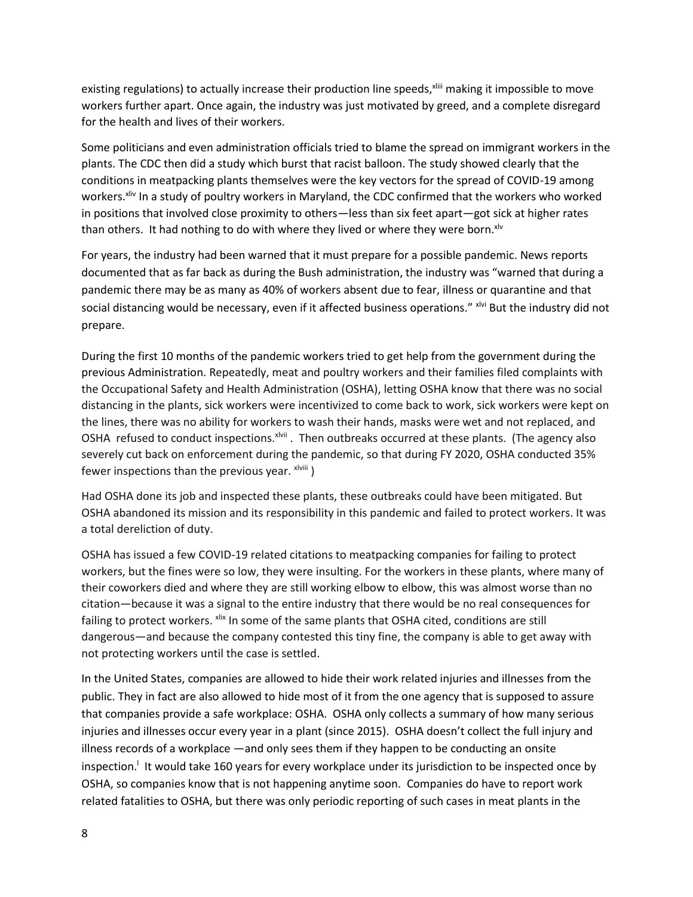existing regulations) to actually increase their production line speeds,[xliii] making it impossible to move workers further apart. Once again, the industry was just motivated by greed, and a complete disregard for the health and lives of their workers.

Some politicians and even administration officials tried to blame the spread on immigrant workers in the plants. The CDC then did a study which burst that racist balloon. The study showed clearly that the conditions in meatpacking plants themselves were the key vectors for the spread of COVID-19 among workers.[xliv] In a study of poultry workers in Maryland, the CDC confirmed that the workers who worked in positions that involved close proximity to others—less than six feet apart—got sick at higher rates than others. It had nothing to do with where they lived or where they were born.[xlv]

For years, the industry had been warned that it must prepare for a possible pandemic. News reports documented that as far back as during the Bush administration, the industry was "warned that during a pandemic there may be as many as 40% of workers absent due to fear, illness or quarantine and that social distancing would be necessary, even if it affected business operations." [xlvi] But the industry did not prepare.

During the first 10 months of the pandemic workers tried to get help from the government during the previous Administration. Repeatedly, meat and poultry workers and their families filed complaints with the Occupational Safety and Health Administration (OSHA), letting OSHA know that there was no social distancing in the plants, sick workers were incentivized to come back to work, sick workers were kept on the lines, there was no ability for workers to wash their hands, masks were wet and not replaced, and OSHA refused to conduct inspections.[xlvii]. Then outbreaks occurred at these plants. (The agency also severely cut back on enforcement during the pandemic, so that during FY 2020, OSHA conducted 35% fewer inspections than the previous year. [xlviii])

Had OSHA done its job and inspected these plants, these outbreaks could have been mitigated. But OSHA abandoned its mission and its responsibility in this pandemic and failed to protect workers. It was a total dereliction of duty.

OSHA has issued a few COVID-19 related citations to meatpacking companies for failing to protect workers, but the fines were so low, they were insulting. For the workers in these plants, where many of their coworkers died and where they are still working elbow to elbow, this was almost worse than no citation—because it was a signal to the entire industry that there would be no real consequences for failing to protect workers. [xlix] In some of the same plants that OSHA cited, conditions are still dangerous—and because the company contested this tiny fine, the company is able to get away with not protecting workers until the case is settled.

In the United States, companies are allowed to hide their work related injuries and illnesses from the public. They in fact are also allowed to hide most of it from the one agency that is supposed to assure that companies provide a safe workplace: OSHA. OSHA only collects a summary of how many serious injuries and illnesses occur every year in a plant (since 2015). OSHA doesn't collect the full injury and illness records of a workplace —and only sees them if they happen to be conducting an onsite inspection.[l] It would take 160 years for every workplace under its jurisdiction to be inspected once by OSHA, so companies know that is not happening anytime soon. Companies do have to report work related fatalities to OSHA, but there was only periodic reporting of such cases in meat plants in the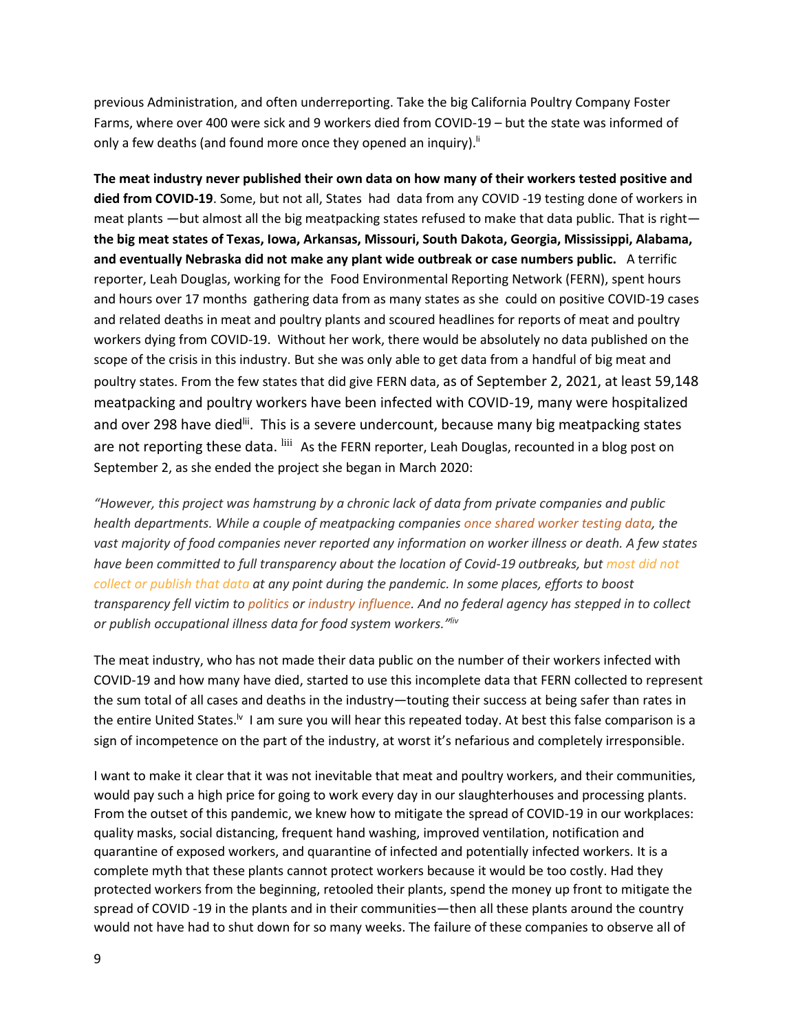previous Administration, and often underreporting. Take the big California Poultry Company Foster Farms, where over 400 were sick and 9 workers died from COVID-19 – but the state was informed of only a few deaths (and found more once they opened an inquiry).[li]

**The meat industry never published their own data on how many of their workers tested positive and died from COVID-19**. Some, but not all, States had data from any COVID -19 testing done of workers in meat plants —but almost all the big meatpacking states refused to make that data public. That is right—**the big meat states of Texas, Iowa, Arkansas, Missouri, South Dakota, Georgia, Mississippi, Alabama, and eventually Nebraska did not make any plant wide outbreak or case numbers public.** A terrific reporter, Leah Douglas, working for the Food Environmental Reporting Network (FERN), spent hours and hours over 17 months gathering data from as many states as she could on positive COVID-19 cases and related deaths in meat and poultry plants and scoured headlines for reports of meat and poultry workers dying from COVID-19. Without her work, there would be absolutely no data published on the scope of the crisis in this industry. But she was only able to get data from a handful of big meat and poultry states. From the few states that did give FERN data, as of September 2, 2021, at least 59,148 meatpacking and poultry workers have been infected with COVID-19, many were hospitalized and over 298 have died[lii]. This is a severe undercount, because many big meatpacking states are not reporting these data. [liii] As the FERN reporter, Leah Douglas, recounted in a blog post on September 2, as she ended the project she began in March 2020:

*"However, this project was hamstrung by a chronic lack of data from private companies and public health departments. While a couple of meatpacking companies once shared worker testing data, the vast majority of food companies never reported any information on worker illness or death. A few states have been committed to full transparency about the location of Covid-19 outbreaks, but most did not collect or publish that data at any point during the pandemic. In some places, efforts to boost transparency fell victim to politics or industry influence. And no federal agency has stepped in to collect or publish occupational illness data for food system workers."*[liv]

The meat industry, who has not made their data public on the number of their workers infected with COVID-19 and how many have died, started to use this incomplete data that FERN collected to represent the sum total of all cases and deaths in the industry—touting their success at being safer than rates in the entire United States.[lv] I am sure you will hear this repeated today. At best this false comparison is a sign of incompetence on the part of the industry, at worst it's nefarious and completely irresponsible.

I want to make it clear that it was not inevitable that meat and poultry workers, and their communities, would pay such a high price for going to work every day in our slaughterhouses and processing plants. From the outset of this pandemic, we knew how to mitigate the spread of COVID-19 in our workplaces: quality masks, social distancing, frequent hand washing, improved ventilation, notification and quarantine of exposed workers, and quarantine of infected and potentially infected workers. It is a complete myth that these plants cannot protect workers because it would be too costly. Had they protected workers from the beginning, retooled their plants, spend the money up front to mitigate the spread of COVID -19 in the plants and in their communities—then all these plants around the country would not have had to shut down for so many weeks. The failure of these companies to observe all of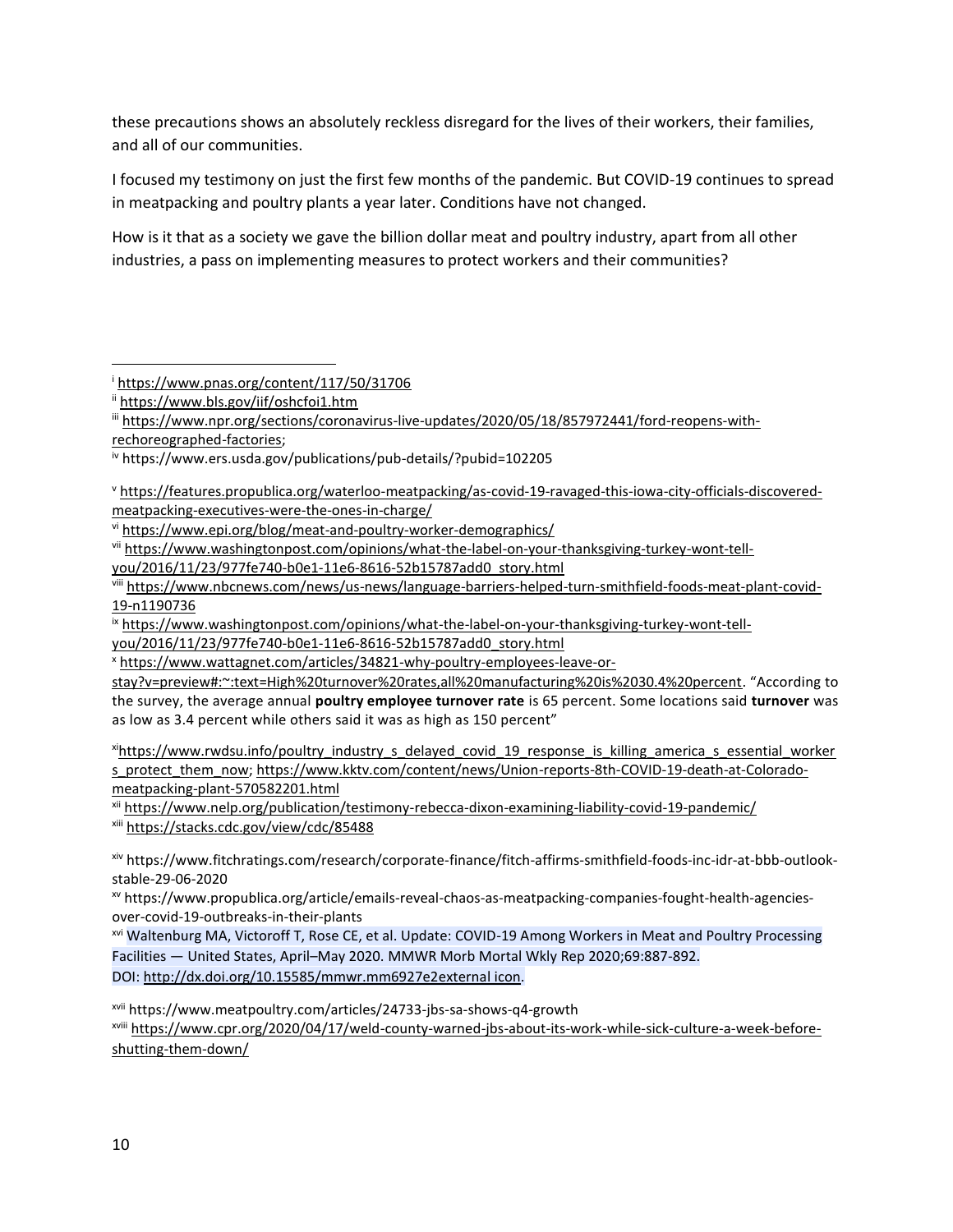these precautions shows an absolutely reckless disregard for the lives of their workers, their families, and all of our communities.

I focused my testimony on just the first few months of the pandemic. But COVID-19 continues to spread in meatpacking and poultry plants a year later. Conditions have not changed.

How is it that as a society we gave the billion dollar meat and poultry industry, apart from all other industries, a pass on implementing measures to protect workers and their communities?

---

[i] https://www.pnas.org/content/117/50/31706

[ii] https://www.bls.gov/iif/oshcfoi1.htm

[iii] https://www.npr.org/sections/coronavirus-live-updates/2020/05/18/857972441/ford-reopens-with-rechoreographed-factories;

[iv] https://www.ers.usda.gov/publications/pub-details/?pubid=102205

[v] https://features.propublica.org/waterloo-meatpacking/as-covid-19-ravaged-this-iowa-city-officials-discovered-meatpacking-executives-were-the-ones-in-charge/

[vi] https://www.epi.org/blog/meat-and-poultry-worker-demographics/

[vii] https://www.washingtonpost.com/opinions/what-the-label-on-your-thanksgiving-turkey-wont-tell-you/2016/11/23/977fe740-b0e1-11e6-8616-52b15787add0_story.html

[viii] https://www.nbcnews.com/news/us-news/language-barriers-helped-turn-smithfield-foods-meat-plant-covid-19-n1190736

[ix] https://www.washingtonpost.com/opinions/what-the-label-on-your-thanksgiving-turkey-wont-tell-you/2016/11/23/977fe740-b0e1-11e6-8616-52b15787add0_story.html

[x] https://www.wattagnet.com/articles/34821-why-poultry-employees-leave-or-stay?v=preview#:~:text=High%20turnover%20rates,all%20manufacturing%20is%2030.4%20percent. "According to the survey, the average annual **poultry employee turnover rate** is 65 percent. Some locations said **turnover** was as low as 3.4 percent while others said it was as high as 150 percent"

[xi] https://www.rwdsu.info/poultry_industry_s_delayed_covid_19_response_is_killing_america_s_essential_workers_protect_them_now; https://www.kktv.com/content/news/Union-reports-8th-COVID-19-death-at-Colorado-meatpacking-plant-570582201.html

[xii] https://www.nelp.org/publication/testimony-rebecca-dixon-examining-liability-covid-19-pandemic/

[xiii] https://stacks.cdc.gov/view/cdc/85488

[xiv] https://www.fitchratings.com/research/corporate-finance/fitch-affirms-smithfield-foods-inc-idr-at-bbb-outlook-stable-29-06-2020

[xv] https://www.propublica.org/article/emails-reveal-chaos-as-meatpacking-companies-fought-health-agencies-over-covid-19-outbreaks-in-their-plants

[xvi] Waltenburg MA, Victoroff T, Rose CE, et al. Update: COVID-19 Among Workers in Meat and Poultry Processing Facilities — United States, April–May 2020. MMWR Morb Mortal Wkly Rep 2020;69:887-892. DOI: http://dx.doi.org/10.15585/mmwr.mm6927e2external icon.

[xvii] https://www.meatpoultry.com/articles/24733-jbs-sa-shows-q4-growth

[xviii] https://www.cpr.org/2020/04/17/weld-county-warned-jbs-about-its-work-while-sick-culture-a-week-before-shutting-them-down/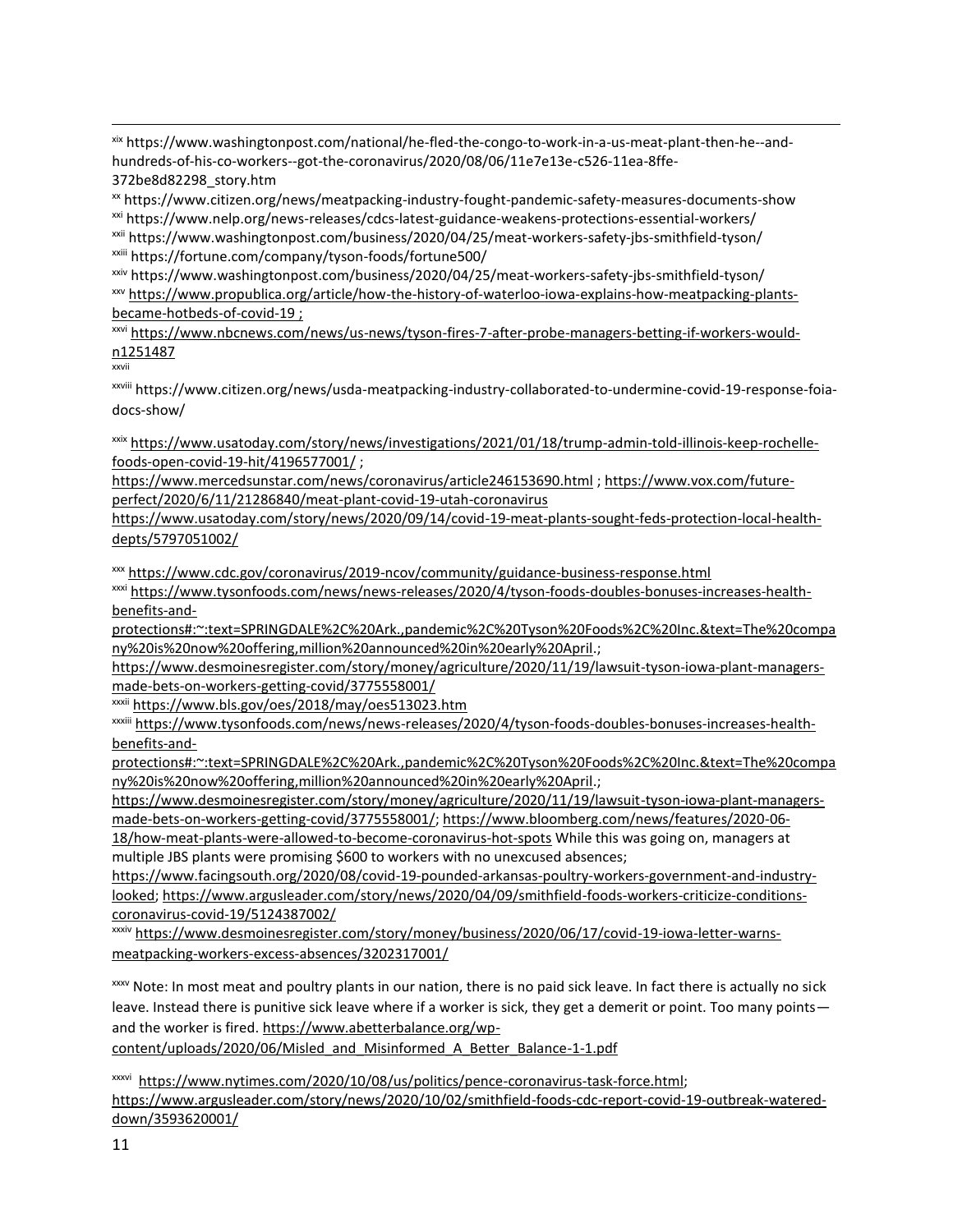[xix] https://www.washingtonpost.com/national/he-fled-the-congo-to-work-in-a-us-meat-plant-then-he--and-hundreds-of-his-co-workers--got-the-coronavirus/2020/08/06/11e7e13e-c526-11ea-8ffe-372be8d82298_story.htm

[xx] https://www.citizen.org/news/meatpacking-industry-fought-pandemic-safety-measures-documents-show

[xxi] https://www.nelp.org/news-releases/cdcs-latest-guidance-weakens-protections-essential-workers/

[xxii] https://www.washingtonpost.com/business/2020/04/25/meat-workers-safety-jbs-smithfield-tyson/

[xxiii] https://fortune.com/company/tyson-foods/fortune500/

[xxiv] https://www.washingtonpost.com/business/2020/04/25/meat-workers-safety-jbs-smithfield-tyson/

[xxv] https://www.propublica.org/article/how-the-history-of-waterloo-iowa-explains-how-meatpacking-plants-became-hotbeds-of-covid-19 ;

[xxvi] https://www.nbcnews.com/news/us-news/tyson-fires-7-after-probe-managers-betting-if-workers-would-n1251487

[xxvii]

[xxviii] https://www.citizen.org/news/usda-meatpacking-industry-collaborated-to-undermine-covid-19-response-foia-docs-show/

[xxix] https://www.usatoday.com/story/news/investigations/2021/01/18/trump-admin-told-illinois-keep-rochelle-foods-open-covid-19-hit/4196577001/ ; https://www.mercedsunstar.com/news/coronavirus/article246153690.html ; https://www.vox.com/future-perfect/2020/6/11/21286840/meat-plant-covid-19-utah-coronavirus https://www.usatoday.com/story/news/2020/09/14/covid-19-meat-plants-sought-feds-protection-local-health-depts/5797051002/

[xxx] https://www.cdc.gov/coronavirus/2019-ncov/community/guidance-business-response.html

[xxxi] https://www.tysonfoods.com/news/news-releases/2020/4/tyson-foods-doubles-bonuses-increases-health-benefits-and-protections#:~:text=SPRINGDALE%2C%20Ark.,pandemic%2C%20Tyson%20Foods%2C%20Inc.&text=The%20company%20is%20now%20offering,million%20announced%20in%20early%20April.; https://www.desmoinesregister.com/story/money/agriculture/2020/11/19/lawsuit-tyson-iowa-plant-managers-made-bets-on-workers-getting-covid/3775558001/

[xxxii] https://www.bls.gov/oes/2018/may/oes513023.htm

[xxxiii] https://www.tysonfoods.com/news/news-releases/2020/4/tyson-foods-doubles-bonuses-increases-health-benefits-and-protections#:~:text=SPRINGDALE%2C%20Ark.,pandemic%2C%20Tyson%20Foods%2C%20Inc.&text=The%20company%20is%20now%20offering,million%20announced%20in%20early%20April.; https://www.desmoinesregister.com/story/money/agriculture/2020/11/19/lawsuit-tyson-iowa-plant-managers-made-bets-on-workers-getting-covid/3775558001/; https://www.bloomberg.com/news/features/2020-06-18/how-meat-plants-were-allowed-to-become-coronavirus-hot-spots While this was going on, managers at multiple JBS plants were promising $600 to workers with no unexcused absences; https://www.facingsouth.org/2020/08/covid-19-pounded-arkansas-poultry-workers-government-and-industry-looked; https://www.argusleader.com/story/news/2020/04/09/smithfield-foods-workers-criticize-conditions-coronavirus-covid-19/5124387002/

[xxxiv] https://www.desmoinesregister.com/story/money/business/2020/06/17/covid-19-iowa-letter-warns-meatpacking-workers-excess-absences/3202317001/

[xxxv] Note: In most meat and poultry plants in our nation, there is no paid sick leave. In fact there is actually no sick leave. Instead there is punitive sick leave where if a worker is sick, they get a demerit or point. Too many points—and the worker is fired. https://www.abetterbalance.org/wp-content/uploads/2020/06/Misled_and_Misinformed_A_Better_Balance-1-1.pdf

[xxxvi] https://www.nytimes.com/2020/10/08/us/politics/pence-coronavirus-task-force.html; https://www.argusleader.com/story/news/2020/10/02/smithfield-foods-cdc-report-covid-19-outbreak-watered-down/3593620001/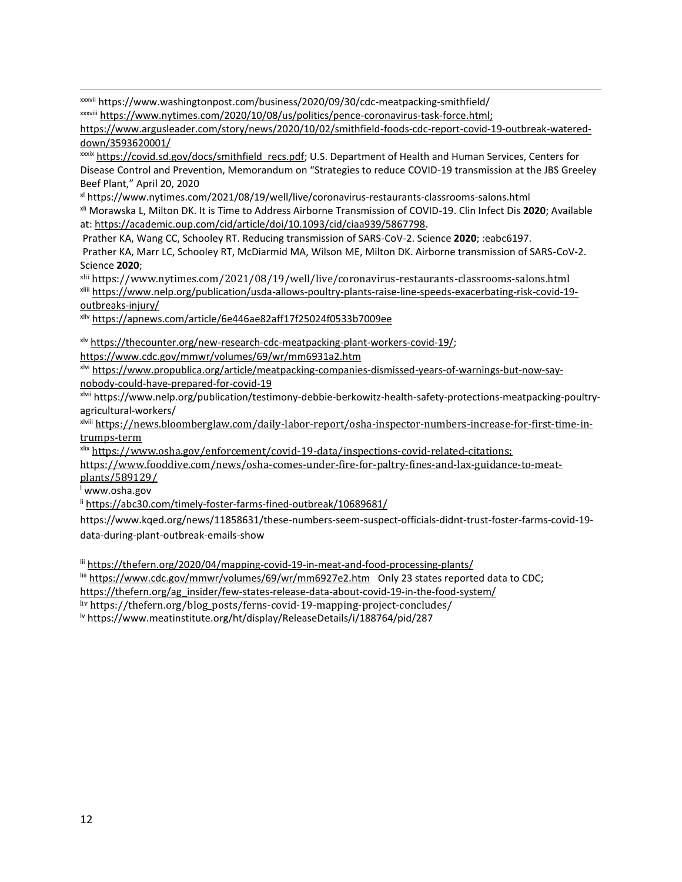[xxxvii] https://www.washingtonpost.com/business/2020/09/30/cdc-meatpacking-smithfield/

[xxxviii] https://www.nytimes.com/2020/10/08/us/politics/pence-coronavirus-task-force.html; https://www.argusleader.com/story/news/2020/10/02/smithfield-foods-cdc-report-covid-19-outbreak-watered-down/3593620001/

[xxxix] https://covid.sd.gov/docs/smithfield_recs.pdf; U.S. Department of Health and Human Services, Centers for Disease Control and Prevention, Memorandum on "Strategies to reduce COVID-19 transmission at the JBS Greeley Beef Plant," April 20, 2020

[xl] https://www.nytimes.com/2021/08/19/well/live/coronavirus-restaurants-classrooms-salons.html

[xli] Morawska L, Milton DK. It is Time to Address Airborne Transmission of COVID-19. Clin Infect Dis **2020**; Available at: https://academic.oup.com/cid/article/doi/10.1093/cid/ciaa939/5867798.

Prather KA, Wang CC, Schooley RT. Reducing transmission of SARS-CoV-2. Science **2020**; :eabc6197.

Prather KA, Marr LC, Schooley RT, McDiarmid MA, Wilson ME, Milton DK. Airborne transmission of SARS-CoV-2. Science **2020**;

[xlii] https://www.nytimes.com/2021/08/19/well/live/coronavirus-restaurants-classrooms-salons.html

[xliii] https://www.nelp.org/publication/usda-allows-poultry-plants-raise-line-speeds-exacerbating-risk-covid-19-outbreaks-injury/

[xliv] https://apnews.com/article/6e446ae82aff17f25024f0533b7009ee

[xlv] https://thecounter.org/new-research-cdc-meatpacking-plant-workers-covid-19/; https://www.cdc.gov/mmwr/volumes/69/wr/mm6931a2.htm

[xlvi] https://www.propublica.org/article/meatpacking-companies-dismissed-years-of-warnings-but-now-say-nobody-could-have-prepared-for-covid-19

[xlvii] https://www.nelp.org/publication/testimony-debbie-berkowitz-health-safety-protections-meatpacking-poultry-agricultural-workers/

[xlviii] https://news.bloomberglaw.com/daily-labor-report/osha-inspector-numbers-increase-for-first-time-in-trumps-term

[xlix] https://www.osha.gov/enforcement/covid-19-data/inspections-covid-related-citations; https://www.fooddive.com/news/osha-comes-under-fire-for-paltry-fines-and-lax-guidance-to-meat-plants/589129/

[l] www.osha.gov

[li] https://abc30.com/timely-foster-farms-fined-outbreak/10689681/

https://www.kqed.org/news/11858631/these-numbers-seem-suspect-officials-didnt-trust-foster-farms-covid-19-data-during-plant-outbreak-emails-show

[lii] https://thefern.org/2020/04/mapping-covid-19-in-meat-and-food-processing-plants/

[liii] https://www.cdc.gov/mmwr/volumes/69/wr/mm6927e2.htm Only 23 states reported data to CDC; https://thefern.org/ag_insider/few-states-release-data-about-covid-19-in-the-food-system/

[liv] https://thefern.org/blog_posts/ferns-covid-19-mapping-project-concludes/

[lv] https://www.meatinstitute.org/ht/display/ReleaseDetails/i/188764/pid/287